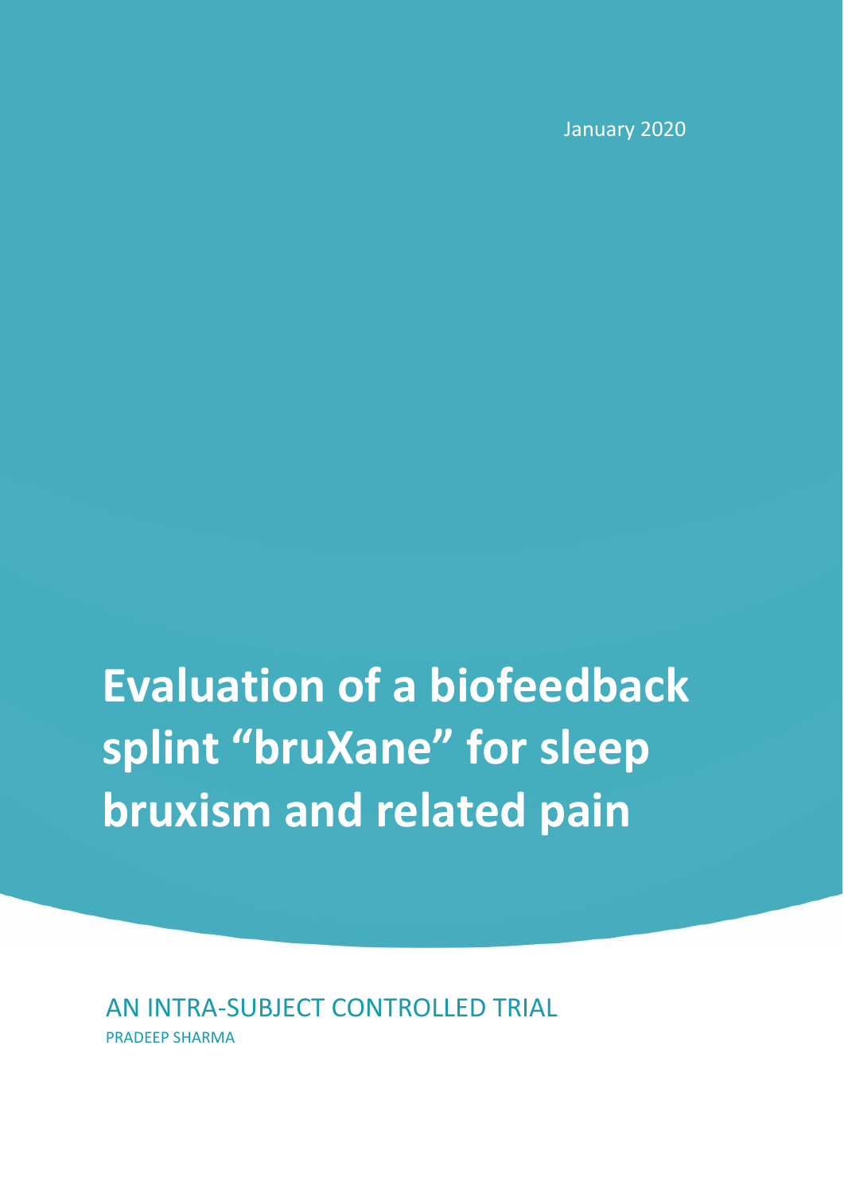January 2020

# Evaluation of a biofeedback splint “bruXane” for sleep bruxism and related pain

## AN INTRA-SUBJECT CONTROLLED TRIAL

PRADEEP SHARMA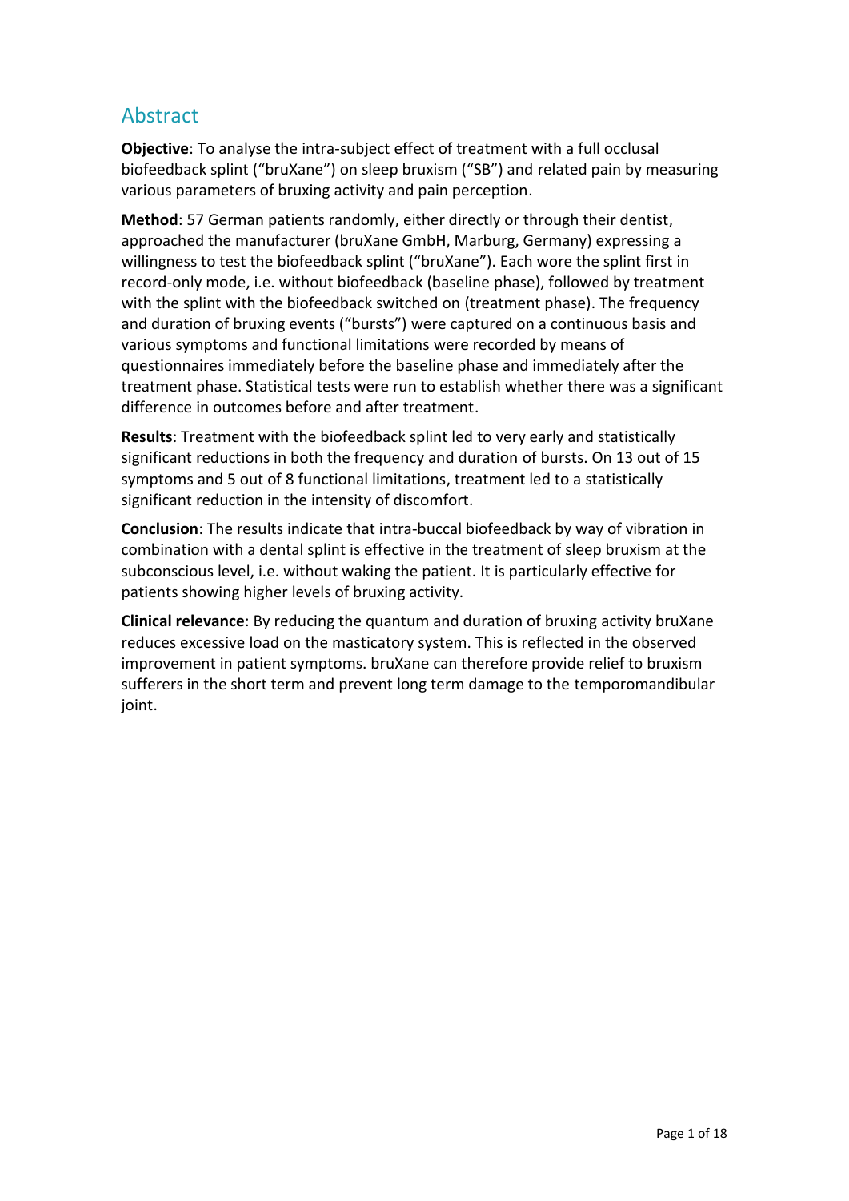## Abstract

**Objective**: To analyse the intra-subject effect of treatment with a full occlusal biofeedback splint ("bruXane") on sleep bruxism ("SB") and related pain by measuring various parameters of bruxing activity and pain perception.

**Method**: 57 German patients randomly, either directly or through their dentist, approached the manufacturer (bruXane GmbH, Marburg, Germany) expressing a willingness to test the biofeedback splint ("bruXane"). Each wore the splint first in record-only mode, i.e. without biofeedback (baseline phase), followed by treatment with the splint with the biofeedback switched on (treatment phase). The frequency and duration of bruxing events ("bursts") were captured on a continuous basis and various symptoms and functional limitations were recorded by means of questionnaires immediately before the baseline phase and immediately after the treatment phase. Statistical tests were run to establish whether there was a significant difference in outcomes before and after treatment.

**Results**: Treatment with the biofeedback splint led to very early and statistically significant reductions in both the frequency and duration of bursts. On 13 out of 15 symptoms and 5 out of 8 functional limitations, treatment led to a statistically significant reduction in the intensity of discomfort.

**Conclusion**: The results indicate that intra-buccal biofeedback by way of vibration in combination with a dental splint is effective in the treatment of sleep bruxism at the subconscious level, i.e. without waking the patient. It is particularly effective for patients showing higher levels of bruxing activity.

**Clinical relevance**: By reducing the quantum and duration of bruxing activity bruXane reduces excessive load on the masticatory system. This is reflected in the observed improvement in patient symptoms. bruXane can therefore provide relief to bruxism sufferers in the short term and prevent long term damage to the temporomandibular joint.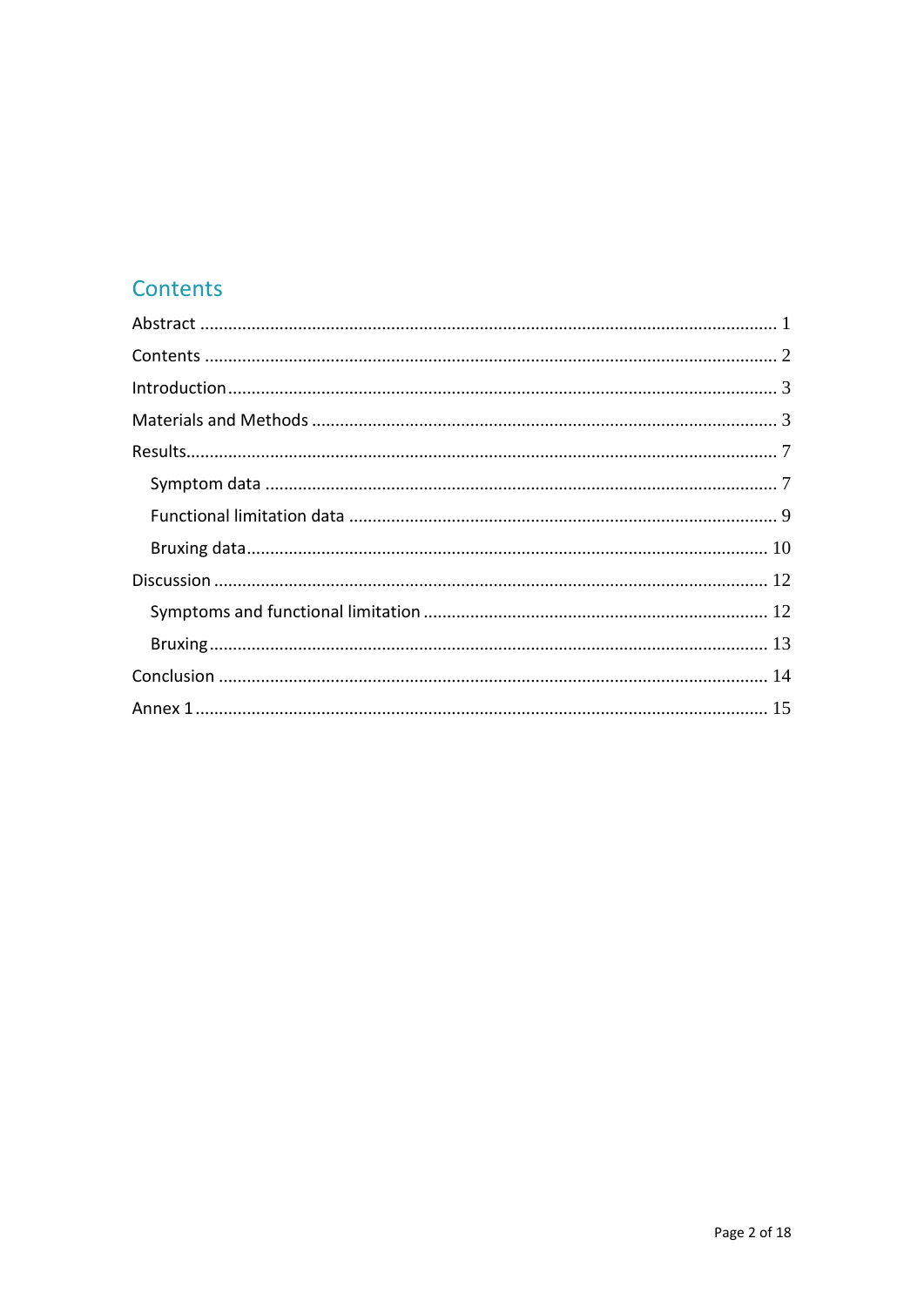## Contents

- Abstract ........ 1
- Contents ........ 2
- Introduction ........ 3
- Materials and Methods ........ 3
- Results ........ 7
  - Symptom data ........ 7
  - Functional limitation data ........ 9
  - Bruxing data ........ 10
- Discussion ........ 12
  - Symptoms and functional limitation ........ 12
  - Bruxing ........ 13
- Conclusion ........ 14
- Annex 1 ........ 15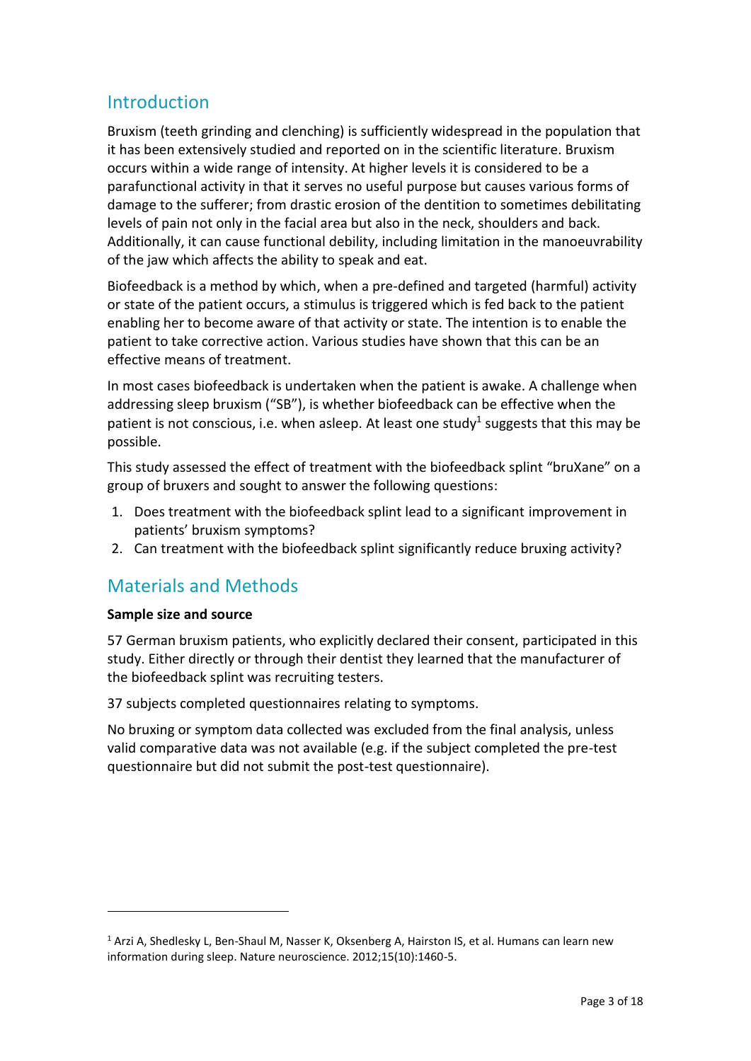## Introduction

Bruxism (teeth grinding and clenching) is sufficiently widespread in the population that it has been extensively studied and reported on in the scientific literature. Bruxism occurs within a wide range of intensity. At higher levels it is considered to be a parafunctional activity in that it serves no useful purpose but causes various forms of damage to the sufferer; from drastic erosion of the dentition to sometimes debilitating levels of pain not only in the facial area but also in the neck, shoulders and back. Additionally, it can cause functional debility, including limitation in the manoeuvrability of the jaw which affects the ability to speak and eat.

Biofeedback is a method by which, when a pre-defined and targeted (harmful) activity or state of the patient occurs, a stimulus is triggered which is fed back to the patient enabling her to become aware of that activity or state. The intention is to enable the patient to take corrective action. Various studies have shown that this can be an effective means of treatment.

In most cases biofeedback is undertaken when the patient is awake. A challenge when addressing sleep bruxism ("SB"), is whether biofeedback can be effective when the patient is not conscious, i.e. when asleep. At least one study[1] suggests that this may be possible.

This study assessed the effect of treatment with the biofeedback splint "bruXane" on a group of bruxers and sought to answer the following questions:

1. Does treatment with the biofeedback splint lead to a significant improvement in patients' bruxism symptoms?
2. Can treatment with the biofeedback splint significantly reduce bruxing activity?

## Materials and Methods

**Sample size and source**

57 German bruxism patients, who explicitly declared their consent, participated in this study. Either directly or through their dentist they learned that the manufacturer of the biofeedback splint was recruiting testers.

37 subjects completed questionnaires relating to symptoms.

No bruxing or symptom data collected was excluded from the final analysis, unless valid comparative data was not available (e.g. if the subject completed the pre-test questionnaire but did not submit the post-test questionnaire).

[1] Arzi A, Shedlesky L, Ben-Shaul M, Nasser K, Oksenberg A, Hairston IS, et al. Humans can learn new information during sleep. Nature neuroscience. 2012;15(10):1460-5.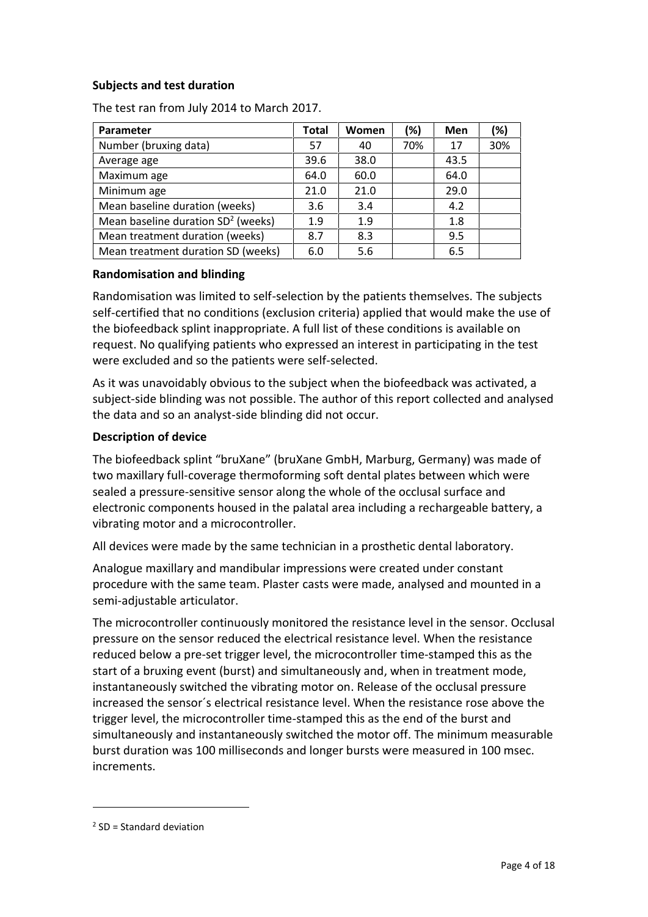**Subjects and test duration**

The test ran from July 2014 to March 2017.

| Parameter | Total | Women | (%) | Men | (%) |
|---|---|---|---|---|---|
| Number (bruxing data) | 57 | 40 | 70% | 17 | 30% |
| Average age | 39.6 | 38.0 | | 43.5 | |
| Maximum age | 64.0 | 60.0 | | 64.0 | |
| Minimum age | 21.0 | 21.0 | | 29.0 | |
| Mean baseline duration (weeks) | 3.6 | 3.4 | | 4.2 | |
| Mean baseline duration SD[2] (weeks) | 1.9 | 1.9 | | 1.8 | |
| Mean treatment duration (weeks) | 8.7 | 8.3 | | 9.5 | |
| Mean treatment duration SD (weeks) | 6.0 | 5.6 | | 6.5 | |

**Randomisation and blinding**

Randomisation was limited to self-selection by the patients themselves. The subjects self-certified that no conditions (exclusion criteria) applied that would make the use of the biofeedback splint inappropriate. A full list of these conditions is available on request. No qualifying patients who expressed an interest in participating in the test were excluded and so the patients were self-selected.

As it was unavoidably obvious to the subject when the biofeedback was activated, a subject-side blinding was not possible. The author of this report collected and analysed the data and so an analyst-side blinding did not occur.

**Description of device**

The biofeedback splint "bruXane" (bruXane GmbH, Marburg, Germany) was made of two maxillary full-coverage thermoforming soft dental plates between which were sealed a pressure-sensitive sensor along the whole of the occlusal surface and electronic components housed in the palatal area including a rechargeable battery, a vibrating motor and a microcontroller.

All devices were made by the same technician in a prosthetic dental laboratory.

Analogue maxillary and mandibular impressions were created under constant procedure with the same team. Plaster casts were made, analysed and mounted in a semi-adjustable articulator.

The microcontroller continuously monitored the resistance level in the sensor. Occlusal pressure on the sensor reduced the electrical resistance level. When the resistance reduced below a pre-set trigger level, the microcontroller time-stamped this as the start of a bruxing event (burst) and simultaneously and, when in treatment mode, instantaneously switched the vibrating motor on. Release of the occlusal pressure increased the sensor´s electrical resistance level. When the resistance rose above the trigger level, the microcontroller time-stamped this as the end of the burst and simultaneously and instantaneously switched the motor off. The minimum measurable burst duration was 100 milliseconds and longer bursts were measured in 100 msec. increments.

---

[2] SD = Standard deviation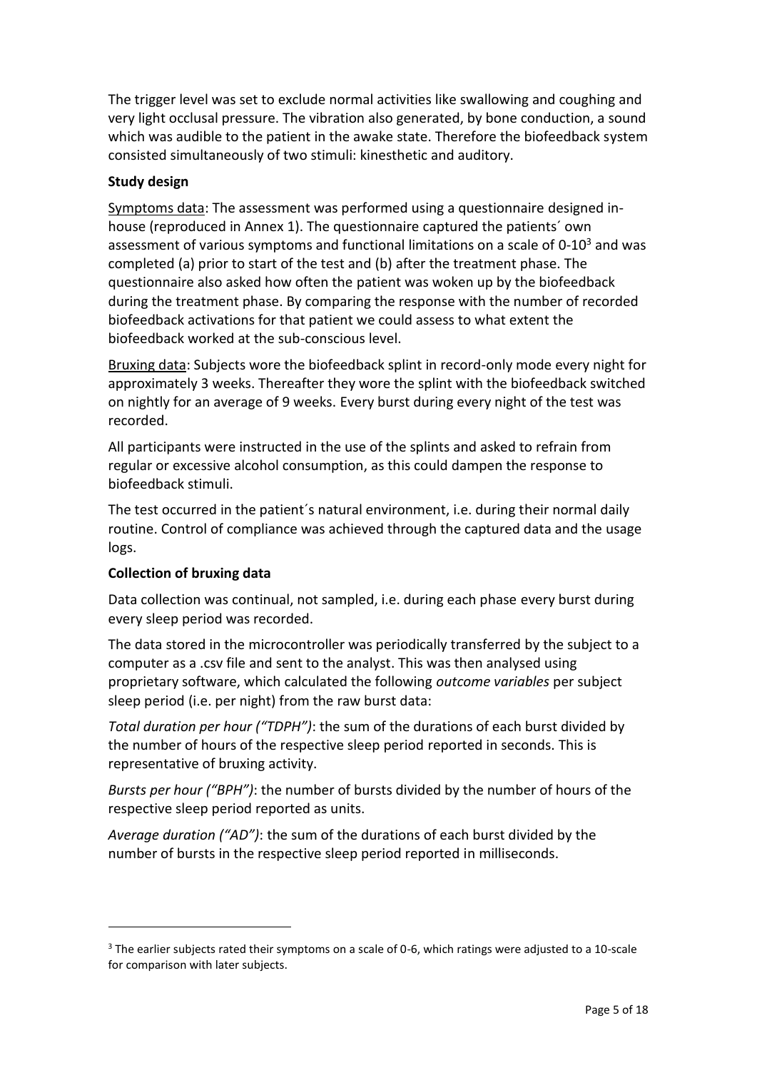The trigger level was set to exclude normal activities like swallowing and coughing and very light occlusal pressure. The vibration also generated, by bone conduction, a sound which was audible to the patient in the awake state. Therefore the biofeedback system consisted simultaneously of two stimuli: kinesthetic and auditory.

**Study design**

Symptoms data: The assessment was performed using a questionnaire designed in-house (reproduced in Annex 1). The questionnaire captured the patients´ own assessment of various symptoms and functional limitations on a scale of 0-10[3] and was completed (a) prior to start of the test and (b) after the treatment phase. The questionnaire also asked how often the patient was woken up by the biofeedback during the treatment phase. By comparing the response with the number of recorded biofeedback activations for that patient we could assess to what extent the biofeedback worked at the sub-conscious level.

Bruxing data: Subjects wore the biofeedback splint in record-only mode every night for approximately 3 weeks. Thereafter they wore the splint with the biofeedback switched on nightly for an average of 9 weeks. Every burst during every night of the test was recorded.

All participants were instructed in the use of the splints and asked to refrain from regular or excessive alcohol consumption, as this could dampen the response to biofeedback stimuli.

The test occurred in the patient´s natural environment, i.e. during their normal daily routine. Control of compliance was achieved through the captured data and the usage logs.

**Collection of bruxing data**

Data collection was continual, not sampled, i.e. during each phase every burst during every sleep period was recorded.

The data stored in the microcontroller was periodically transferred by the subject to a computer as a .csv file and sent to the analyst. This was then analysed using proprietary software, which calculated the following *outcome variables* per subject sleep period (i.e. per night) from the raw burst data:

*Total duration per hour ("TDPH")*: the sum of the durations of each burst divided by the number of hours of the respective sleep period reported in seconds. This is representative of bruxing activity.

*Bursts per hour ("BPH")*: the number of bursts divided by the number of hours of the respective sleep period reported as units.

*Average duration ("AD")*: the sum of the durations of each burst divided by the number of bursts in the respective sleep period reported in milliseconds.

[3] The earlier subjects rated their symptoms on a scale of 0-6, which ratings were adjusted to a 10-scale for comparison with later subjects.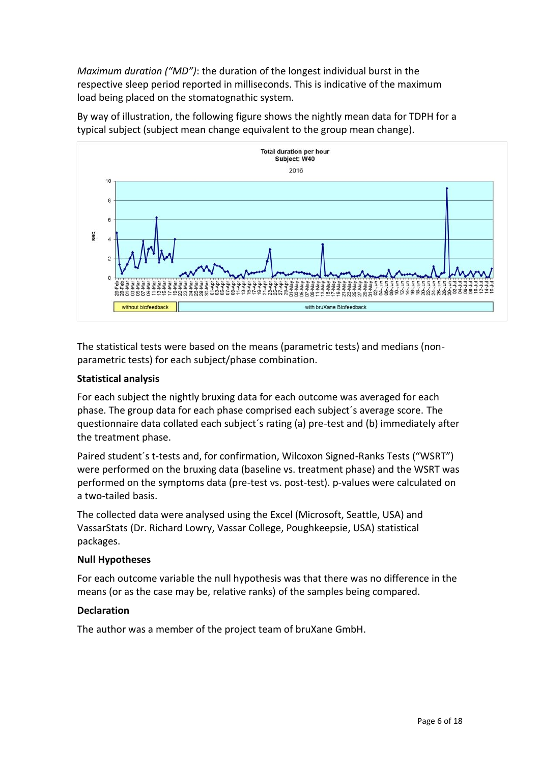*Maximum duration ("MD")*: the duration of the longest individual burst in the respective sleep period reported in milliseconds. This is indicative of the maximum load being placed on the stomatognathic system.

By way of illustration, the following figure shows the nightly mean data for TDPH for a typical subject (subject mean change equivalent to the group mean change).

The statistical tests were based on the means (parametric tests) and medians (non-parametric tests) for each subject/phase combination.

**Statistical analysis**

For each subject the nightly bruxing data for each outcome was averaged for each phase. The group data for each phase comprised each subject´s average score. The questionnaire data collated each subject´s rating (a) pre-test and (b) immediately after the treatment phase.

Paired student´s t-tests and, for confirmation, Wilcoxon Signed-Ranks Tests ("WSRT") were performed on the bruxing data (baseline vs. treatment phase) and the WSRT was performed on the symptoms data (pre-test vs. post-test). p-values were calculated on a two-tailed basis.

The collected data were analysed using the Excel (Microsoft, Seattle, USA) and VassarStats (Dr. Richard Lowry, Vassar College, Poughkeepsie, USA) statistical packages.

**Null Hypotheses**

For each outcome variable the null hypothesis was that there was no difference in the means (or as the case may be, relative ranks) of the samples being compared.

**Declaration**

The author was a member of the project team of bruXane GmbH.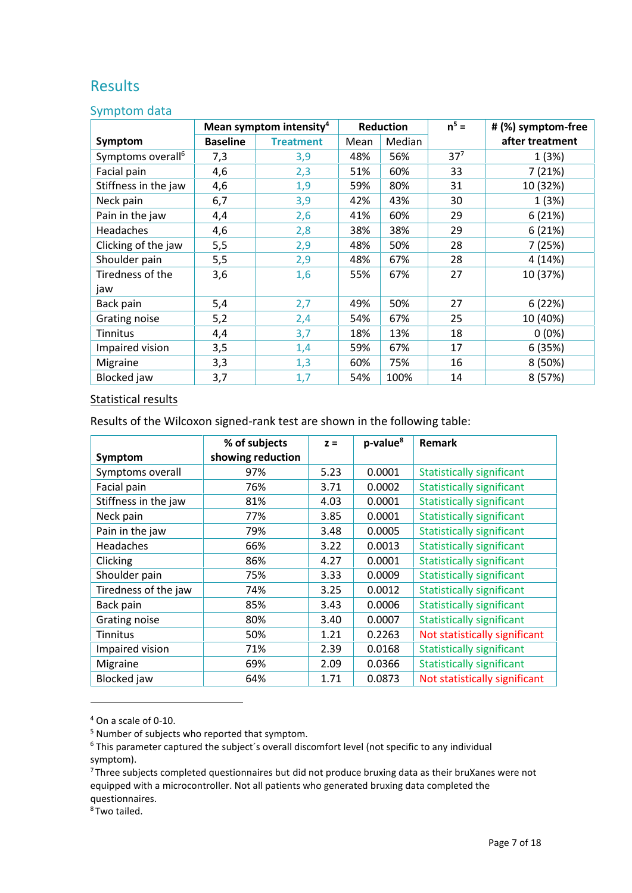## Results

### Symptom data

| Symptom | Mean symptom intensity[4] | | Reduction | | n[5] = | # (%) symptom-free after treatment |
|---|---|---|---|---|---|---|
| | Baseline | Treatment | Mean | Median | | |
| Symptoms overall[6] | 7,3 | 3,9 | 48% | 56% | 37[7] | 1 (3%) |
| Facial pain | 4,6 | 2,3 | 51% | 60% | 33 | 7 (21%) |
| Stiffness in the jaw | 4,6 | 1,9 | 59% | 80% | 31 | 10 (32%) |
| Neck pain | 6,7 | 3,9 | 42% | 43% | 30 | 1 (3%) |
| Pain in the jaw | 4,4 | 2,6 | 41% | 60% | 29 | 6 (21%) |
| Headaches | 4,6 | 2,8 | 38% | 38% | 29 | 6 (21%) |
| Clicking of the jaw | 5,5 | 2,9 | 48% | 50% | 28 | 7 (25%) |
| Shoulder pain | 5,5 | 2,9 | 48% | 67% | 28 | 4 (14%) |
| Tiredness of the jaw | 3,6 | 1,6 | 55% | 67% | 27 | 10 (37%) |
| Back pain | 5,4 | 2,7 | 49% | 50% | 27 | 6 (22%) |
| Grating noise | 5,2 | 2,4 | 54% | 67% | 25 | 10 (40%) |
| Tinnitus | 4,4 | 3,7 | 18% | 13% | 18 | 0 (0%) |
| Impaired vision | 3,5 | 1,4 | 59% | 67% | 17 | 6 (35%) |
| Migraine | 3,3 | 1,3 | 60% | 75% | 16 | 8 (50%) |
| Blocked jaw | 3,7 | 1,7 | 54% | 100% | 14 | 8 (57%) |

Statistical results

Results of the Wilcoxon signed-rank test are shown in the following table:

| Symptom | % of subjects showing reduction | z = | p-value[8] | Remark |
|---|---|---|---|---|
| Symptoms overall | 97% | 5.23 | 0.0001 | Statistically significant |
| Facial pain | 76% | 3.71 | 0.0002 | Statistically significant |
| Stiffness in the jaw | 81% | 4.03 | 0.0001 | Statistically significant |
| Neck pain | 77% | 3.85 | 0.0001 | Statistically significant |
| Pain in the jaw | 79% | 3.48 | 0.0005 | Statistically significant |
| Headaches | 66% | 3.22 | 0.0013 | Statistically significant |
| Clicking | 86% | 4.27 | 0.0001 | Statistically significant |
| Shoulder pain | 75% | 3.33 | 0.0009 | Statistically significant |
| Tiredness of the jaw | 74% | 3.25 | 0.0012 | Statistically significant |
| Back pain | 85% | 3.43 | 0.0006 | Statistically significant |
| Grating noise | 80% | 3.40 | 0.0007 | Statistically significant |
| Tinnitus | 50% | 1.21 | 0.2263 | Not statistically significant |
| Impaired vision | 71% | 2.39 | 0.0168 | Statistically significant |
| Migraine | 69% | 2.09 | 0.0366 | Statistically significant |
| Blocked jaw | 64% | 1.71 | 0.0873 | Not statistically significant |

[4] On a scale of 0-10.

[5] Number of subjects who reported that symptom.

[6] This parameter captured the subject´s overall discomfort level (not specific to any individual symptom).

[7] Three subjects completed questionnaires but did not produce bruxing data as their bruXanes were not equipped with a microcontroller. Not all patients who generated bruxing data completed the questionnaires.

[8] Two tailed.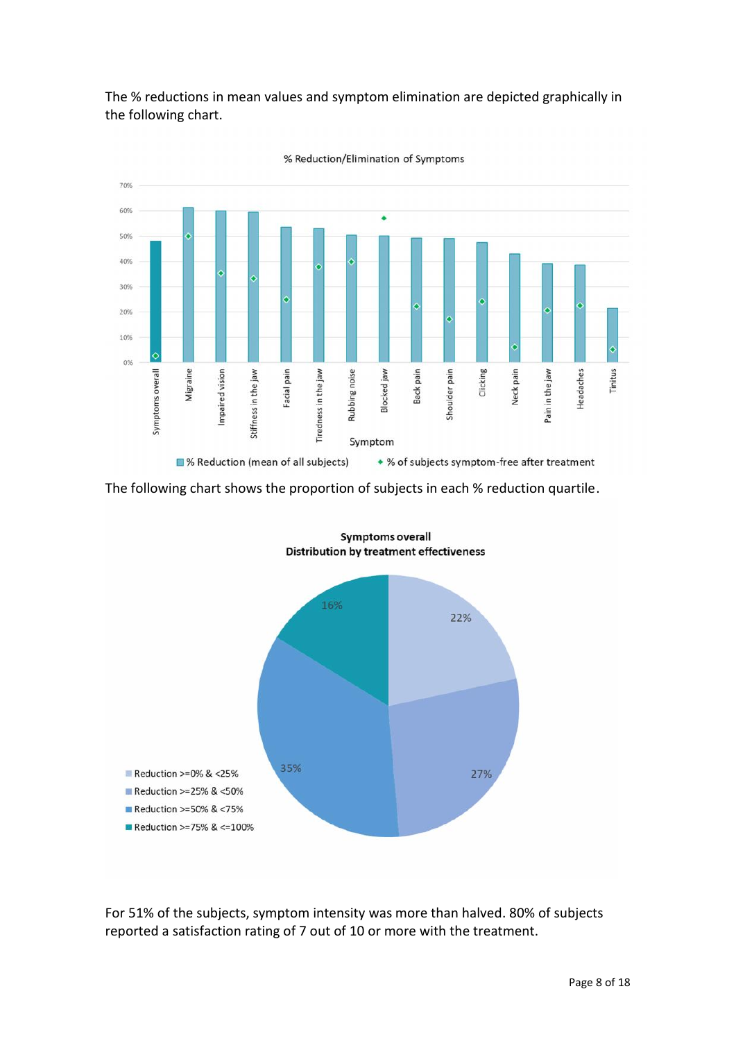The % reductions in mean values and symptom elimination are depicted graphically in the following chart.

The following chart shows the proportion of subjects in each % reduction quartile.

For 51% of the subjects, symptom intensity was more than halved. 80% of subjects reported a satisfaction rating of 7 out of 10 or more with the treatment.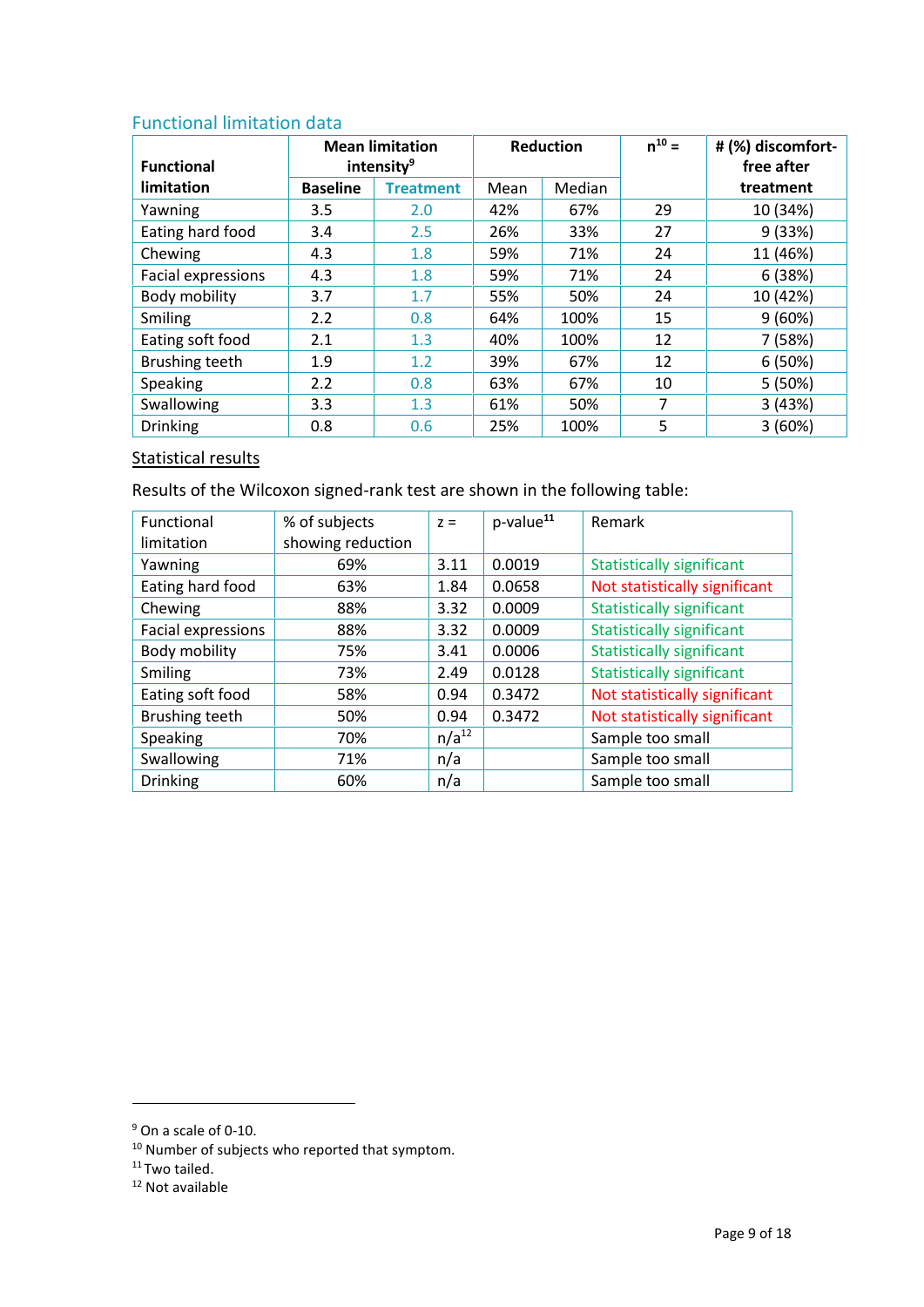## Functional limitation data

| Functional limitation | Mean limitation intensity[9] | | Reduction | | n[10] = | # (%) discomfort-free after treatment |
|---|---|---|---|---|---|---|
| | Baseline | Treatment | Mean | Median | | |
| Yawning | 3.5 | 2.0 | 42% | 67% | 29 | 10 (34%) |
| Eating hard food | 3.4 | 2.5 | 26% | 33% | 27 | 9 (33%) |
| Chewing | 4.3 | 1.8 | 59% | 71% | 24 | 11 (46%) |
| Facial expressions | 4.3 | 1.8 | 59% | 71% | 24 | 6 (38%) |
| Body mobility | 3.7 | 1.7 | 55% | 50% | 24 | 10 (42%) |
| Smiling | 2.2 | 0.8 | 64% | 100% | 15 | 9 (60%) |
| Eating soft food | 2.1 | 1.3 | 40% | 100% | 12 | 7 (58%) |
| Brushing teeth | 1.9 | 1.2 | 39% | 67% | 12 | 6 (50%) |
| Speaking | 2.2 | 0.8 | 63% | 67% | 10 | 5 (50%) |
| Swallowing | 3.3 | 1.3 | 61% | 50% | 7 | 3 (43%) |
| Drinking | 0.8 | 0.6 | 25% | 100% | 5 | 3 (60%) |

Statistical results

Results of the Wilcoxon signed-rank test are shown in the following table:

| Functional limitation | % of subjects showing reduction | z = | p-value[11] | Remark |
|---|---|---|---|---|
| Yawning | 69% | 3.11 | 0.0019 | Statistically significant |
| Eating hard food | 63% | 1.84 | 0.0658 | Not statistically significant |
| Chewing | 88% | 3.32 | 0.0009 | Statistically significant |
| Facial expressions | 88% | 3.32 | 0.0009 | Statistically significant |
| Body mobility | 75% | 3.41 | 0.0006 | Statistically significant |
| Smiling | 73% | 2.49 | 0.0128 | Statistically significant |
| Eating soft food | 58% | 0.94 | 0.3472 | Not statistically significant |
| Brushing teeth | 50% | 0.94 | 0.3472 | Not statistically significant |
| Speaking | 70% | n/a[12] | | Sample too small |
| Swallowing | 71% | n/a | | Sample too small |
| Drinking | 60% | n/a | | Sample too small |

[9] On a scale of 0-10.

[10] Number of subjects who reported that symptom.

[11] Two tailed.

[12] Not available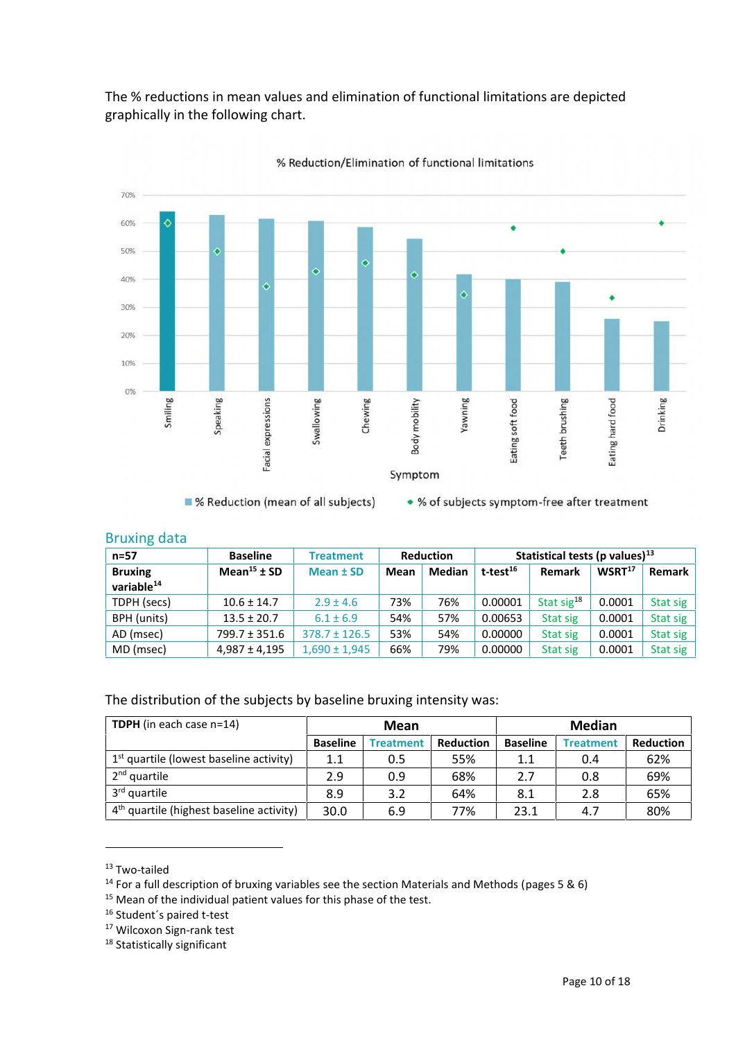The % reductions in mean values and elimination of functional limitations are depicted graphically in the following chart.

## Bruxing data

| n=57 | Baseline | Treatment | Reduction | | Statistical tests (p values)[13] | | | |
|---|---|---|---|---|---|---|---|---|
| Bruxing variable[14] | Mean[15] ± SD | Mean ± SD | Mean | Median | t-test[16] | Remark | WSRT[17] | Remark |
| TDPH (secs) | 10.6 ± 14.7 | 2.9 ± 4.6 | 73% | 76% | 0.00001 | Stat sig[18] | 0.0001 | Stat sig |
| BPH (units) | 13.5 ± 20.7 | 6.1 ± 6.9 | 54% | 57% | 0.00653 | Stat sig | 0.0001 | Stat sig |
| AD (msec) | 799.7 ± 351.6 | 378.7 ± 126.5 | 53% | 54% | 0.00000 | Stat sig | 0.0001 | Stat sig |
| MD (msec) | 4,987 ± 4,195 | 1,690 ± 1,945 | 66% | 79% | 0.00000 | Stat sig | 0.0001 | Stat sig |

The distribution of the subjects by baseline bruxing intensity was:

| **TDPH** (in each case n=14) | Mean | | | Median | | |
|---|---|---|---|---|---|---|
| | Baseline | Treatment | Reduction | Baseline | Treatment | Reduction |
| 1st quartile (lowest baseline activity) | 1.1 | 0.5 | 55% | 1.1 | 0.4 | 62% |
| 2nd quartile | 2.9 | 0.9 | 68% | 2.7 | 0.8 | 69% |
| 3rd quartile | 8.9 | 3.2 | 64% | 8.1 | 2.8 | 65% |
| 4th quartile (highest baseline activity) | 30.0 | 6.9 | 77% | 23.1 | 4.7 | 80% |

---

[13] Two-tailed
[14] For a full description of bruxing variables see the section Materials and Methods (pages 5 & 6)
[15] Mean of the individual patient values for this phase of the test.
[16] Student´s paired t-test
[17] Wilcoxon Sign-rank test
[18] Statistically significant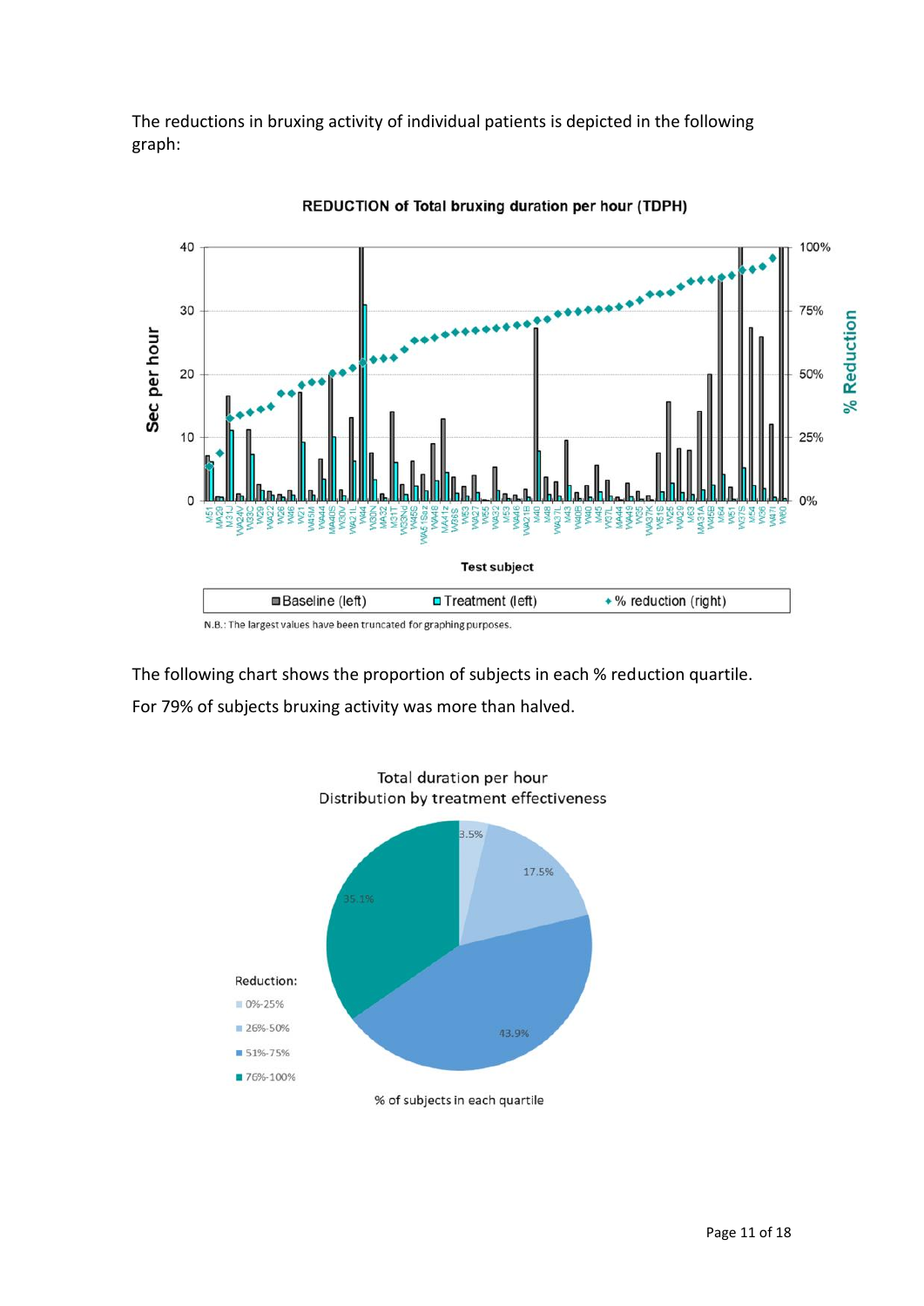The reductions in bruxing activity of individual patients is depicted in the following graph:

The following chart shows the proportion of subjects in each % reduction quartile.

For 79% of subjects bruxing activity was more than halved.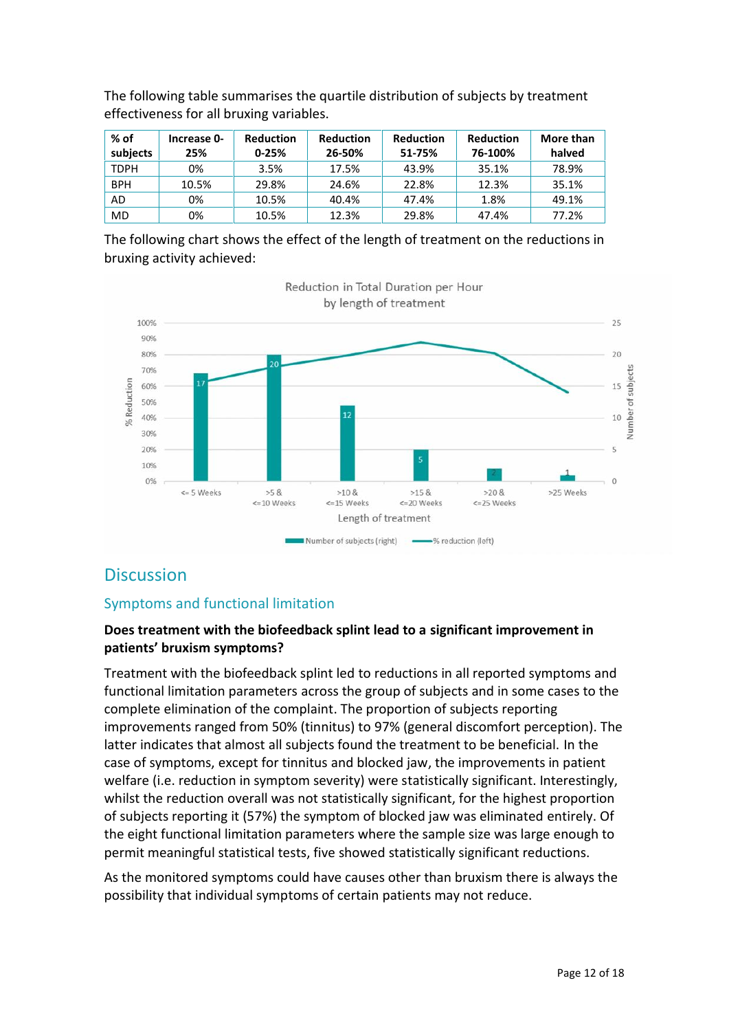The following table summarises the quartile distribution of subjects by treatment effectiveness for all bruxing variables.

| % of subjects | Increase 0-25% | Reduction 0-25% | Reduction 26-50% | Reduction 51-75% | Reduction 76-100% | More than halved |
|---|---|---|---|---|---|---|
| TDPH | 0% | 3.5% | 17.5% | 43.9% | 35.1% | 78.9% |
| BPH | 10.5% | 29.8% | 24.6% | 22.8% | 12.3% | 35.1% |
| AD | 0% | 10.5% | 40.4% | 47.4% | 1.8% | 49.1% |
| MD | 0% | 10.5% | 12.3% | 29.8% | 47.4% | 77.2% |

The following chart shows the effect of the length of treatment on the reductions in bruxing activity achieved:

Reduction in Total Duration per Hour by length of treatment

| Length of treatment | Number of subjects (right) |
|---|---|
| <= 5 Weeks | 17 |
| >5 & <=10 Weeks | 20 |
| >10 & <=15 Weeks | 12 |
| >15 & <=20 Weeks | 5 |
| >20 & <=25 Weeks | 2 |
| >25 Weeks | 1 |

## Discussion

### Symptoms and functional limitation

**Does treatment with the biofeedback splint lead to a significant improvement in patients' bruxism symptoms?**

Treatment with the biofeedback splint led to reductions in all reported symptoms and functional limitation parameters across the group of subjects and in some cases to the complete elimination of the complaint. The proportion of subjects reporting improvements ranged from 50% (tinnitus) to 97% (general discomfort perception). The latter indicates that almost all subjects found the treatment to be beneficial. In the case of symptoms, except for tinnitus and blocked jaw, the improvements in patient welfare (i.e. reduction in symptom severity) were statistically significant. Interestingly, whilst the reduction overall was not statistically significant, for the highest proportion of subjects reporting it (57%) the symptom of blocked jaw was eliminated entirely. Of the eight functional limitation parameters where the sample size was large enough to permit meaningful statistical tests, five showed statistically significant reductions.

As the monitored symptoms could have causes other than bruxism there is always the possibility that individual symptoms of certain patients may not reduce.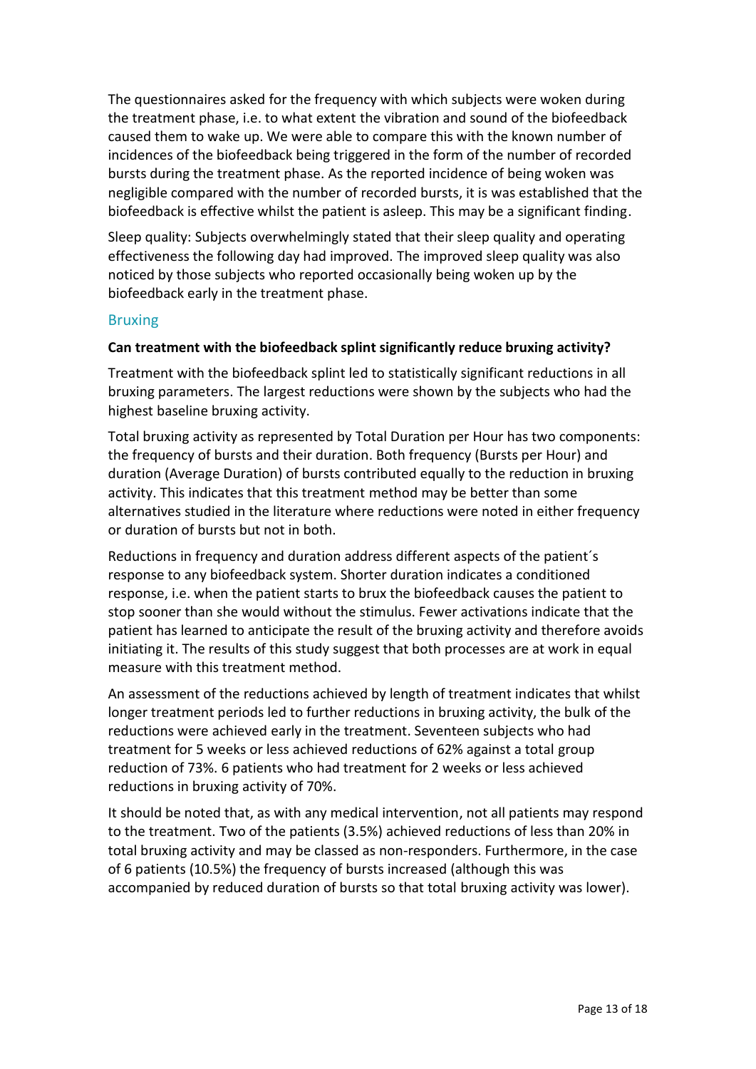The questionnaires asked for the frequency with which subjects were woken during the treatment phase, i.e. to what extent the vibration and sound of the biofeedback caused them to wake up. We were able to compare this with the known number of incidences of the biofeedback being triggered in the form of the number of recorded bursts during the treatment phase. As the reported incidence of being woken was negligible compared with the number of recorded bursts, it is was established that the biofeedback is effective whilst the patient is asleep. This may be a significant finding.

Sleep quality: Subjects overwhelmingly stated that their sleep quality and operating effectiveness the following day had improved. The improved sleep quality was also noticed by those subjects who reported occasionally being woken up by the biofeedback early in the treatment phase.

## Bruxing

**Can treatment with the biofeedback splint significantly reduce bruxing activity?**

Treatment with the biofeedback splint led to statistically significant reductions in all bruxing parameters. The largest reductions were shown by the subjects who had the highest baseline bruxing activity.

Total bruxing activity as represented by Total Duration per Hour has two components: the frequency of bursts and their duration. Both frequency (Bursts per Hour) and duration (Average Duration) of bursts contributed equally to the reduction in bruxing activity. This indicates that this treatment method may be better than some alternatives studied in the literature where reductions were noted in either frequency or duration of bursts but not in both.

Reductions in frequency and duration address different aspects of the patient´s response to any biofeedback system. Shorter duration indicates a conditioned response, i.e. when the patient starts to brux the biofeedback causes the patient to stop sooner than she would without the stimulus. Fewer activations indicate that the patient has learned to anticipate the result of the bruxing activity and therefore avoids initiating it. The results of this study suggest that both processes are at work in equal measure with this treatment method.

An assessment of the reductions achieved by length of treatment indicates that whilst longer treatment periods led to further reductions in bruxing activity, the bulk of the reductions were achieved early in the treatment. Seventeen subjects who had treatment for 5 weeks or less achieved reductions of 62% against a total group reduction of 73%. 6 patients who had treatment for 2 weeks or less achieved reductions in bruxing activity of 70%.

It should be noted that, as with any medical intervention, not all patients may respond to the treatment. Two of the patients (3.5%) achieved reductions of less than 20% in total bruxing activity and may be classed as non-responders. Furthermore, in the case of 6 patients (10.5%) the frequency of bursts increased (although this was accompanied by reduced duration of bursts so that total bruxing activity was lower).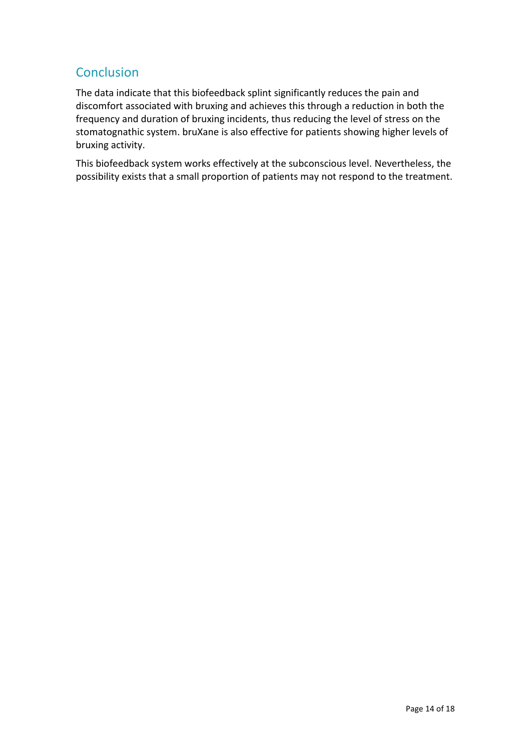## Conclusion

The data indicate that this biofeedback splint significantly reduces the pain and discomfort associated with bruxing and achieves this through a reduction in both the frequency and duration of bruxing incidents, thus reducing the level of stress on the stomatognathic system. bruXane is also effective for patients showing higher levels of bruxing activity.

This biofeedback system works effectively at the subconscious level. Nevertheless, the possibility exists that a small proportion of patients may not respond to the treatment.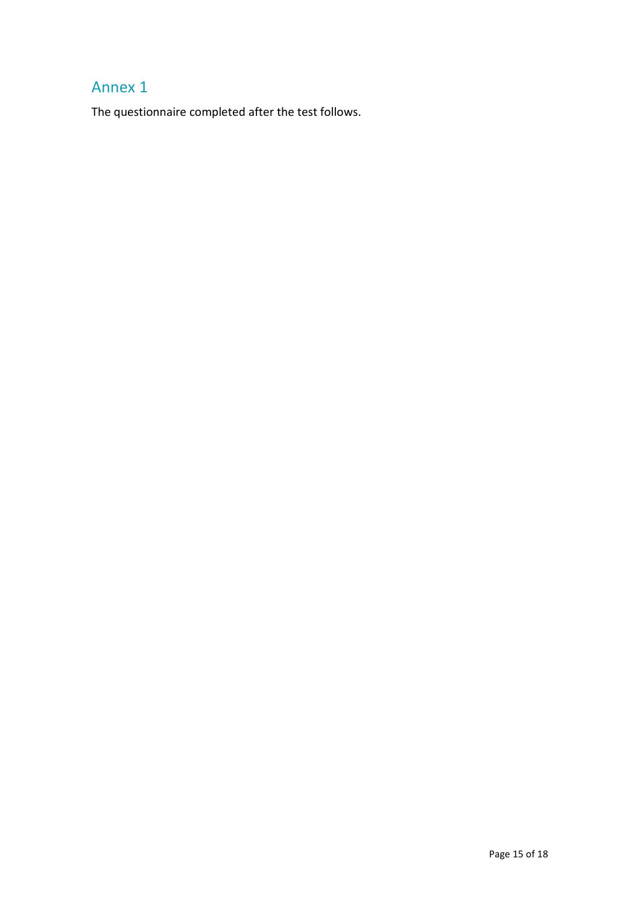# Annex 1

The questionnaire completed after the test follows.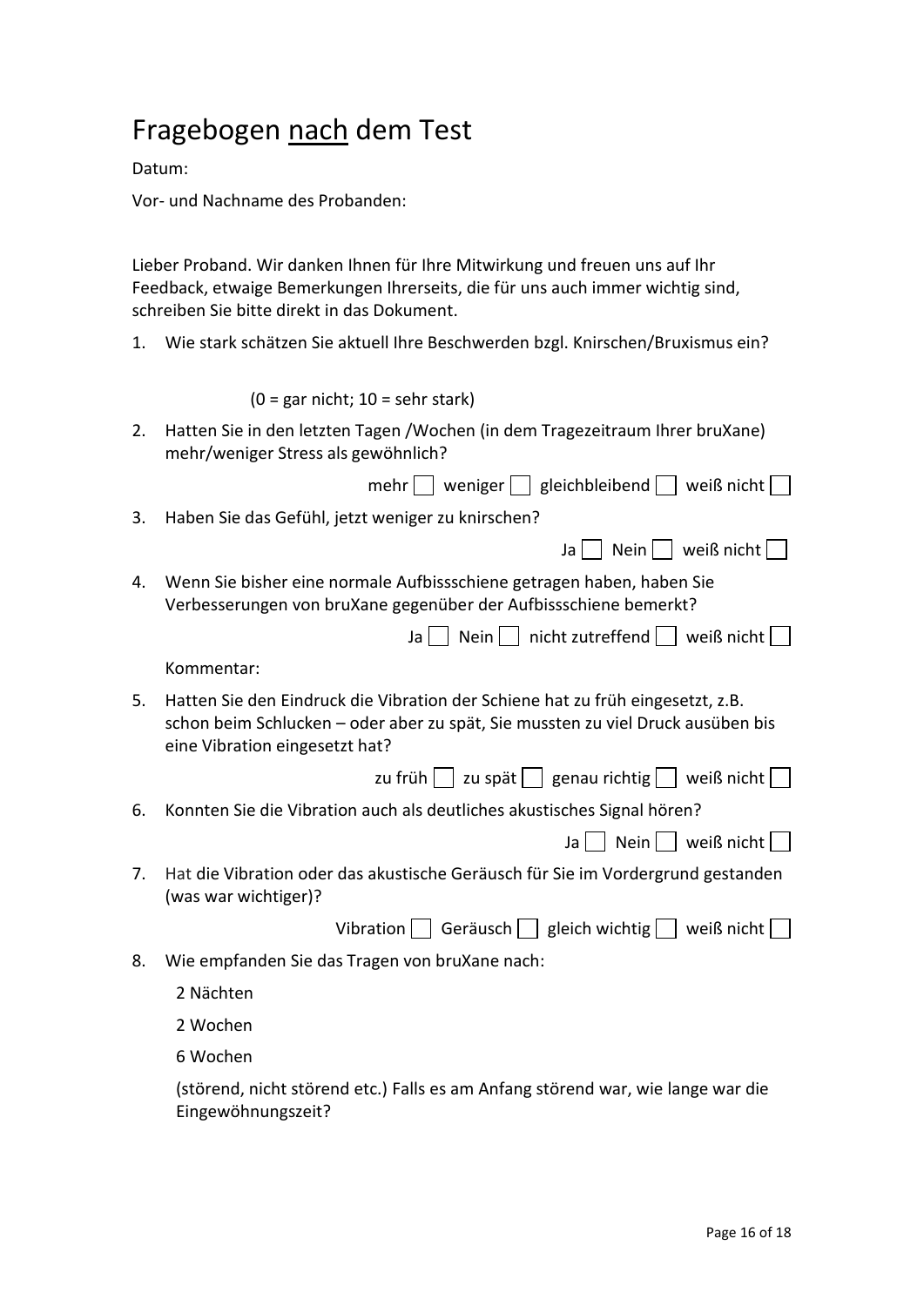# Fragebogen <u>nach</u> dem Test

Datum:

Vor- und Nachname des Probanden:

Lieber Proband. Wir danken Ihnen für Ihre Mitwirkung und freuen uns auf Ihr Feedback, etwaige Bemerkungen Ihrerseits, die für uns auch immer wichtig sind, schreiben Sie bitte direkt in das Dokument.

1. Wie stark schätzen Sie aktuell Ihre Beschwerden bzgl. Knirschen/Bruxismus ein?

   (0 = gar nicht; 10 = sehr stark)

2. Hatten Sie in den letzten Tagen /Wochen (in dem Tragezeitraum Ihrer bruXane) mehr/weniger Stress als gewöhnlich?

   mehr ☐ weniger ☐ gleichbleibend ☐ weiß nicht ☐

3. Haben Sie das Gefühl, jetzt weniger zu knirschen?

   Ja ☐ Nein ☐ weiß nicht ☐

4. Wenn Sie bisher eine normale Aufbissschiene getragen haben, haben Sie Verbesserungen von bruXane gegenüber der Aufbissschiene bemerkt?

   Ja ☐ Nein ☐ nicht zutreffend ☐ weiß nicht ☐

   Kommentar:

5. Hatten Sie den Eindruck die Vibration der Schiene hat zu früh eingesetzt, z.B. schon beim Schlucken – oder aber zu spät, Sie mussten zu viel Druck ausüben bis eine Vibration eingesetzt hat?

   zu früh ☐ zu spät ☐ genau richtig ☐ weiß nicht ☐

6. Konnten Sie die Vibration auch als deutliches akustisches Signal hören?

   Ja ☐ Nein ☐ weiß nicht ☐

7. Hat die Vibration oder das akustische Geräusch für Sie im Vordergrund gestanden (was war wichtiger)?

   Vibration ☐ Geräusch ☐ gleich wichtig ☐ weiß nicht ☐

8. Wie empfanden Sie das Tragen von bruXane nach:

   2 Nächten

   2 Wochen

   6 Wochen

   (störend, nicht störend etc.) Falls es am Anfang störend war, wie lange war die Eingewöhnungszeit?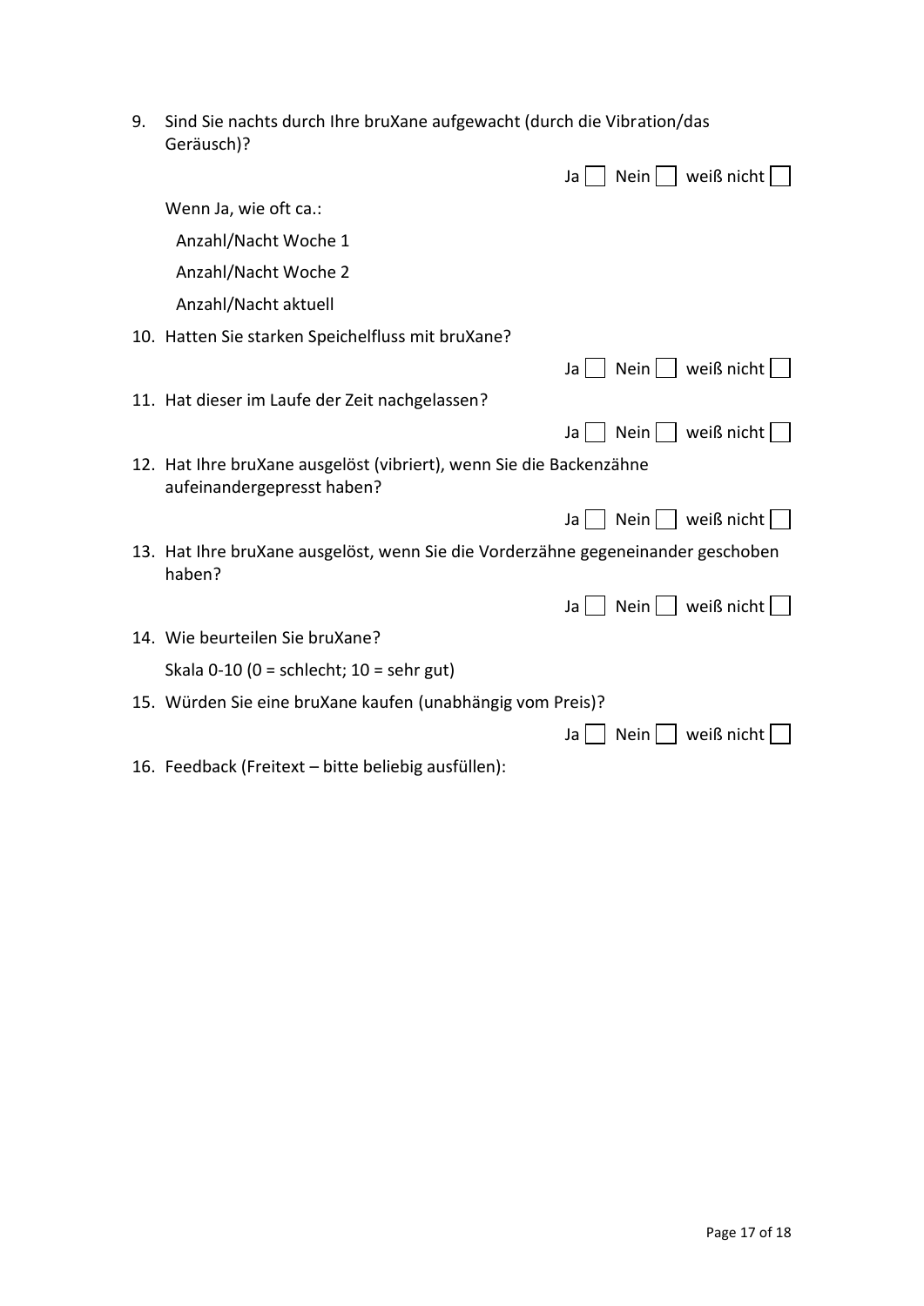9. Sind Sie nachts durch Ihre bruXane aufgewacht (durch die Vibration/das Geräusch)?

   Ja ☐ Nein ☐ weiß nicht ☐

   Wenn Ja, wie oft ca.:

   - Anzahl/Nacht Woche 1
   - Anzahl/Nacht Woche 2
   - Anzahl/Nacht aktuell

10. Hatten Sie starken Speichelfluss mit bruXane?

    Ja ☐ Nein ☐ weiß nicht ☐

11. Hat dieser im Laufe der Zeit nachgelassen?

    Ja ☐ Nein ☐ weiß nicht ☐

12. Hat Ihre bruXane ausgelöst (vibriert), wenn Sie die Backenzähne aufeinandergepresst haben?

    Ja ☐ Nein ☐ weiß nicht ☐

13. Hat Ihre bruXane ausgelöst, wenn Sie die Vorderzähne gegeneinander geschoben haben?

    Ja ☐ Nein ☐ weiß nicht ☐

14. Wie beurteilen Sie bruXane?

    Skala 0-10 (0 = schlecht; 10 = sehr gut)

15. Würden Sie eine bruXane kaufen (unabhängig vom Preis)?

    Ja ☐ Nein ☐ weiß nicht ☐

16. Feedback (Freitext – bitte beliebig ausfüllen):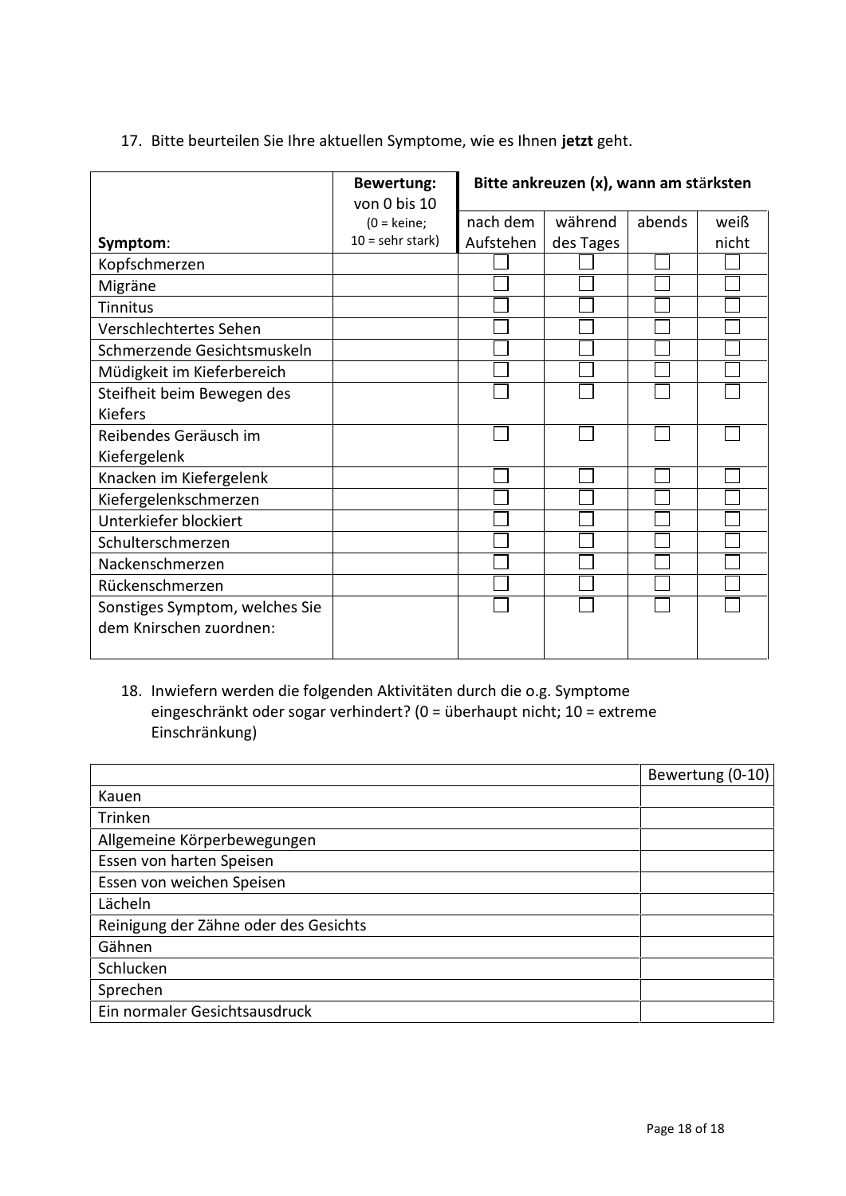17. Bitte beurteilen Sie Ihre aktuellen Symptome, wie es Ihnen **jetzt** geht.

| Symptom: | **Bewertung:** von 0 bis 10 (0 = keine; 10 = sehr stark) | **Bitte ankreuzen (x), wann am stärksten** | | | |
|---|---|---|---|---|---|
| | | nach dem Aufstehen | während des Tages | abends | weiß nicht |
| Kopfschmerzen | | ☐ | ☐ | ☐ | ☐ |
| Migräne | | ☐ | ☐ | ☐ | ☐ |
| Tinnitus | | ☐ | ☐ | ☐ | ☐ |
| Verschlechtertes Sehen | | ☐ | ☐ | ☐ | ☐ |
| Schmerzende Gesichtsmuskeln | | ☐ | ☐ | ☐ | ☐ |
| Müdigkeit im Kieferbereich | | ☐ | ☐ | ☐ | ☐ |
| Steifheit beim Bewegen des Kiefers | | ☐ | ☐ | ☐ | ☐ |
| Reibendes Geräusch im Kiefergelenk | | ☐ | ☐ | ☐ | ☐ |
| Knacken im Kiefergelenk | | ☐ | ☐ | ☐ | ☐ |
| Kiefergelenkschmerzen | | ☐ | ☐ | ☐ | ☐ |
| Unterkiefer blockiert | | ☐ | ☐ | ☐ | ☐ |
| Schulterschmerzen | | ☐ | ☐ | ☐ | ☐ |
| Nackenschmerzen | | ☐ | ☐ | ☐ | ☐ |
| Rückenschmerzen | | ☐ | ☐ | ☐ | ☐ |
| Sonstiges Symptom, welches Sie dem Knirschen zuordnen: | | ☐ | ☐ | ☐ | ☐ |

18. Inwiefern werden die folgenden Aktivitäten durch die o.g. Symptome eingeschränkt oder sogar verhindert? (0 = überhaupt nicht; 10 = extreme Einschränkung)

| | Bewertung (0-10) |
|---|---|
| Kauen | |
| Trinken | |
| Allgemeine Körperbewegungen | |
| Essen von harten Speisen | |
| Essen von weichen Speisen | |
| Lächeln | |
| Reinigung der Zähne oder des Gesichts | |
| Gähnen | |
| Schlucken | |
| Sprechen | |
| Ein normaler Gesichtsausdruck | |